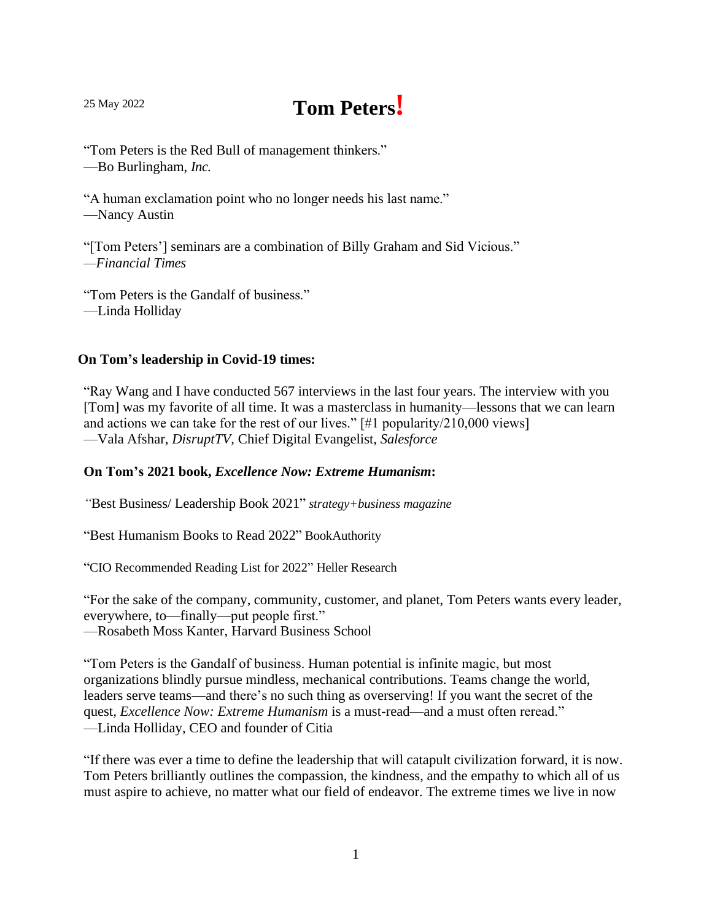25 May 2022

# Tom Peters!

"Tom Peters is the Red Bull of management thinkers."
—Bo Burlingham, *Inc.*

"A human exclamation point who no longer needs his last name."
—Nancy Austin

"[Tom Peters'] seminars are a combination of Billy Graham and Sid Vicious."
—*Financial Times*

"Tom Peters is the Gandalf of business."
—Linda Holliday

**On Tom's leadership in Covid-19 times:**

"Ray Wang and I have conducted 567 interviews in the last four years. The interview with you [Tom] was my favorite of all time. It was a masterclass in humanity—lessons that we can learn and actions we can take for the rest of our lives." [#1 popularity/210,000 views]
—Vala Afshar, *DisruptTV*, Chief Digital Evangelist, *Salesforce*

**On Tom's 2021 book, *Excellence Now: Extreme Humanism*:**

"Best Business/ Leadership Book 2021" *strategy+business magazine*

"Best Humanism Books to Read 2022" BookAuthority

"CIO Recommended Reading List for 2022" Heller Research

"For the sake of the company, community, customer, and planet, Tom Peters wants every leader, everywhere, to—finally—put people first."
—Rosabeth Moss Kanter, Harvard Business School

"Tom Peters is the Gandalf of business. Human potential is infinite magic, but most organizations blindly pursue mindless, mechanical contributions. Teams change the world, leaders serve teams—and there's no such thing as overserving! If you want the secret of the quest, *Excellence Now: Extreme Humanism* is a must-read—and a must often reread."
—Linda Holliday, CEO and founder of Citia

"If there was ever a time to define the leadership that will catapult civilization forward, it is now. Tom Peters brilliantly outlines the compassion, the kindness, and the empathy to which all of us must aspire to achieve, no matter what our field of endeavor. The extreme times we live in now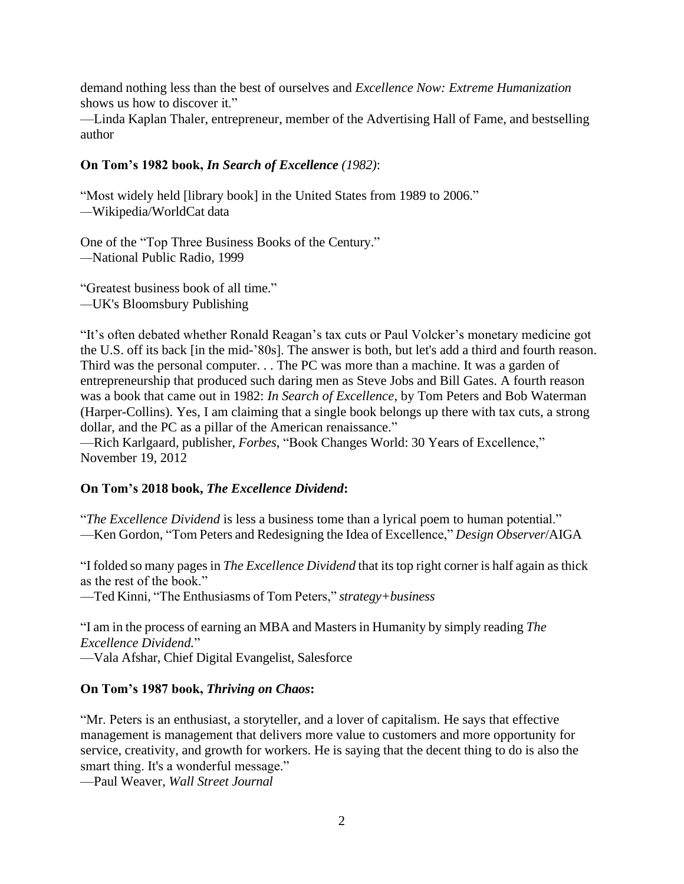demand nothing less than the best of ourselves and *Excellence Now: Extreme Humanization* shows us how to discover it."
—Linda Kaplan Thaler, entrepreneur, member of the Advertising Hall of Fame, and bestselling author

**On Tom's 1982 book, *In Search of Excellence (1982)*:**

"Most widely held [library book] in the United States from 1989 to 2006."
—Wikipedia/WorldCat data

One of the "Top Three Business Books of the Century."
—National Public Radio, 1999

"Greatest business book of all time."
—UK's Bloomsbury Publishing

"It's often debated whether Ronald Reagan's tax cuts or Paul Volcker's monetary medicine got the U.S. off its back [in the mid-'80s]. The answer is both, but let's add a third and fourth reason. Third was the personal computer. . . The PC was more than a machine. It was a garden of entrepreneurship that produced such daring men as Steve Jobs and Bill Gates. A fourth reason was a book that came out in 1982: *In Search of Excellence*, by Tom Peters and Bob Waterman (Harper-Collins). Yes, I am claiming that a single book belongs up there with tax cuts, a strong dollar, and the PC as a pillar of the American renaissance."
—Rich Karlgaard, publisher, *Forbes*, "Book Changes World: 30 Years of Excellence," November 19, 2012

**On Tom's 2018 book, *The Excellence Dividend*:**

"*The Excellence Dividend* is less a business tome than a lyrical poem to human potential."
—Ken Gordon, "Tom Peters and Redesigning the Idea of Excellence," *Design Observer*/AIGA

"I folded so many pages in *The Excellence Dividend* that its top right corner is half again as thick as the rest of the book."
—Ted Kinni, "The Enthusiasms of Tom Peters," *strategy+business*

"I am in the process of earning an MBA and Masters in Humanity by simply reading *The Excellence Dividend.*"
—Vala Afshar, Chief Digital Evangelist, Salesforce

**On Tom's 1987 book, *Thriving on Chaos*:**

"Mr. Peters is an enthusiast, a storyteller, and a lover of capitalism. He says that effective management is management that delivers more value to customers and more opportunity for service, creativity, and growth for workers. He is saying that the decent thing to do is also the smart thing. It's a wonderful message."
—Paul Weaver, *Wall Street Journal*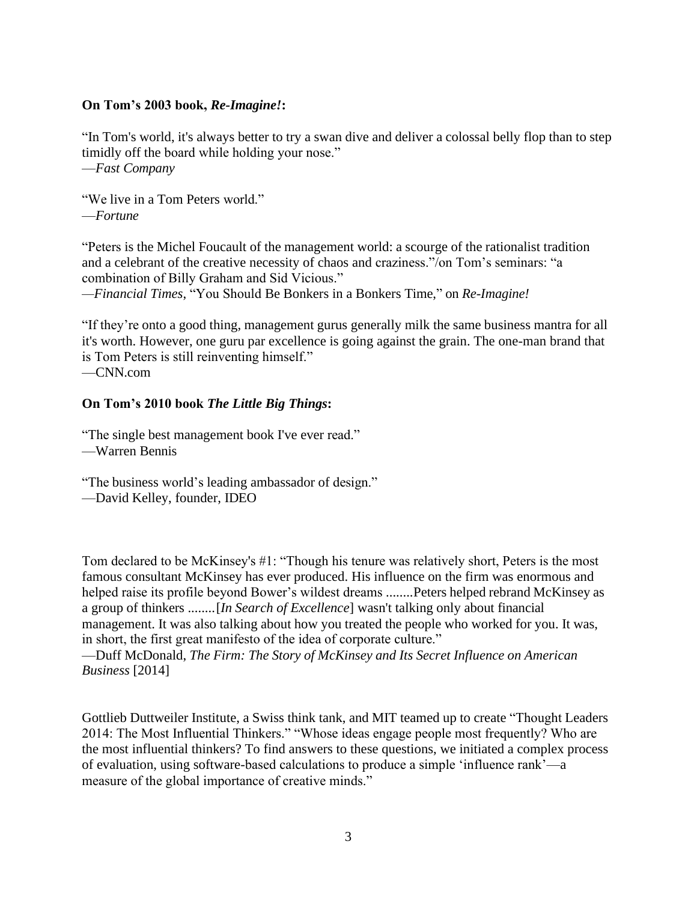**On Tom's 2003 book, *Re-Imagine!*:**

"In Tom's world, it's always better to try a swan dive and deliver a colossal belly flop than to step timidly off the board while holding your nose."
—*Fast Company*

"We live in a Tom Peters world."
—*Fortune*

"Peters is the Michel Foucault of the management world: a scourge of the rationalist tradition and a celebrant of the creative necessity of chaos and craziness."/on Tom's seminars: "a combination of Billy Graham and Sid Vicious."
—*Financial Times*, "You Should Be Bonkers in a Bonkers Time," on *Re-Imagine!*

"If they're onto a good thing, management gurus generally milk the same business mantra for all it's worth. However, one guru par excellence is going against the grain. The one-man brand that is Tom Peters is still reinventing himself."
—CNN.com

**On Tom's 2010 book *The Little Big Things*:**

"The single best management book I've ever read."
—Warren Bennis

"The business world's leading ambassador of design."
—David Kelley, founder, IDEO

Tom declared to be McKinsey's #1: "Though his tenure was relatively short, Peters is the most famous consultant McKinsey has ever produced. His influence on the firm was enormous and helped raise its profile beyond Bower's wildest dreams ........Peters helped rebrand McKinsey as a group of thinkers ........[*In Search of Excellence*] wasn't talking only about financial management. It was also talking about how you treated the people who worked for you. It was, in short, the first great manifesto of the idea of corporate culture."
—Duff McDonald, *The Firm: The Story of McKinsey and Its Secret Influence on American Business* [2014]

Gottlieb Duttweiler Institute, a Swiss think tank, and MIT teamed up to create "Thought Leaders 2014: The Most Influential Thinkers." "Whose ideas engage people most frequently? Who are the most influential thinkers? To find answers to these questions, we initiated a complex process of evaluation, using software-based calculations to produce a simple 'influence rank'—a measure of the global importance of creative minds."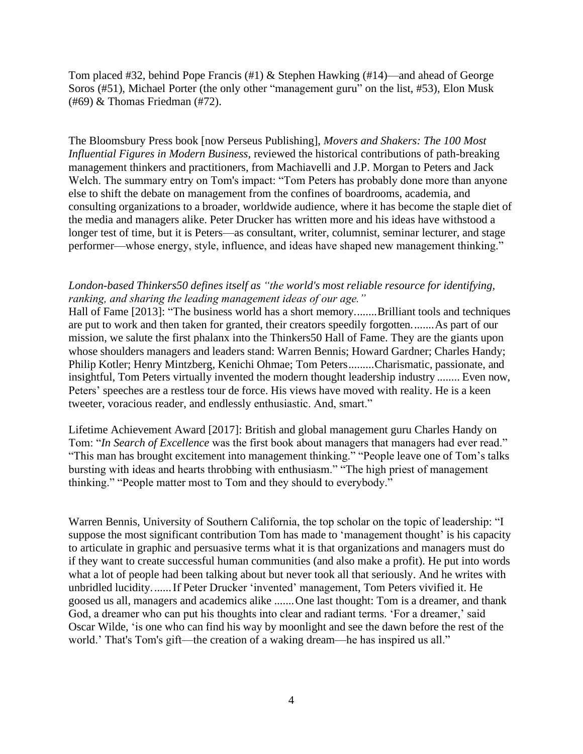Tom placed #32, behind Pope Francis (#1) & Stephen Hawking (#14)—and ahead of George Soros (#51), Michael Porter (the only other "management guru" on the list, #53), Elon Musk (#69) & Thomas Friedman (#72).

The Bloomsbury Press book [now Perseus Publishing], *Movers and Shakers: The 100 Most Influential Figures in Modern Business*, reviewed the historical contributions of path-breaking management thinkers and practitioners, from Machiavelli and J.P. Morgan to Peters and Jack Welch. The summary entry on Tom's impact: "Tom Peters has probably done more than anyone else to shift the debate on management from the confines of boardrooms, academia, and consulting organizations to a broader, worldwide audience, where it has become the staple diet of the media and managers alike. Peter Drucker has written more and his ideas have withstood a longer test of time, but it is Peters—as consultant, writer, columnist, seminar lecturer, and stage performer—whose energy, style, influence, and ideas have shaped new management thinking."

*London-based Thinkers50 defines itself as "the world's most reliable resource for identifying, ranking, and sharing the leading management ideas of our age."*

Hall of Fame [2013]: "The business world has a short memory........Brilliant tools and techniques are put to work and then taken for granted, their creators speedily forgotten........As part of our mission, we salute the first phalanx into the Thinkers50 Hall of Fame. They are the giants upon whose shoulders managers and leaders stand: Warren Bennis; Howard Gardner; Charles Handy; Philip Kotler; Henry Mintzberg, Kenichi Ohmae; Tom Peters.........Charismatic, passionate, and insightful, Tom Peters virtually invented the modern thought leadership industry ........ Even now, Peters' speeches are a restless tour de force. His views have moved with reality. He is a keen tweeter, voracious reader, and endlessly enthusiastic. And, smart."

Lifetime Achievement Award [2017]: British and global management guru Charles Handy on Tom: "*In Search of Excellence* was the first book about managers that managers had ever read." "This man has brought excitement into management thinking." "People leave one of Tom's talks bursting with ideas and hearts throbbing with enthusiasm." "The high priest of management thinking." "People matter most to Tom and they should to everybody."

Warren Bennis, University of Southern California, the top scholar on the topic of leadership: "I suppose the most significant contribution Tom has made to 'management thought' is his capacity to articulate in graphic and persuasive terms what it is that organizations and managers must do if they want to create successful human communities (and also make a profit). He put into words what a lot of people had been talking about but never took all that seriously. And he writes with unbridled lucidity.......If Peter Drucker 'invented' management, Tom Peters vivified it. He goosed us all, managers and academics alike .......One last thought: Tom is a dreamer, and thank God, a dreamer who can put his thoughts into clear and radiant terms. 'For a dreamer,' said Oscar Wilde, 'is one who can find his way by moonlight and see the dawn before the rest of the world.' That's Tom's gift—the creation of a waking dream—he has inspired us all."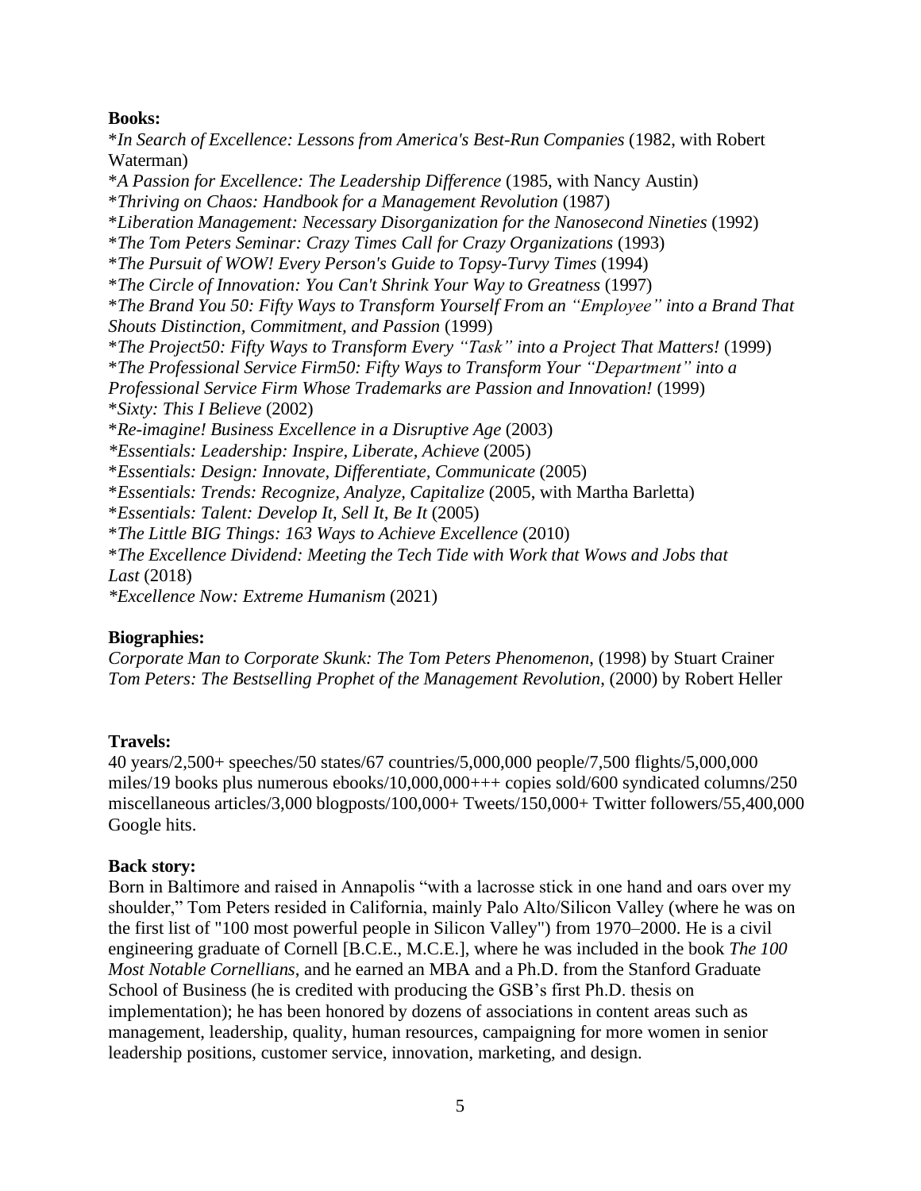**Books:**

*In Search of Excellence: Lessons from America's Best-Run Companies* (1982, with Robert Waterman)
*A Passion for Excellence: The Leadership Difference* (1985, with Nancy Austin)
*Thriving on Chaos: Handbook for a Management Revolution* (1987)
*Liberation Management: Necessary Disorganization for the Nanosecond Nineties* (1992)
*The Tom Peters Seminar: Crazy Times Call for Crazy Organizations* (1993)
*The Pursuit of WOW! Every Person's Guide to Topsy-Turvy Times* (1994)
*The Circle of Innovation: You Can't Shrink Your Way to Greatness* (1997)
*The Brand You 50: Fifty Ways to Transform Yourself From an "Employee" into a Brand That Shouts Distinction, Commitment, and Passion* (1999)
*The Project50: Fifty Ways to Transform Every "Task" into a Project That Matters!* (1999)
*The Professional Service Firm50: Fifty Ways to Transform Your "Department" into a Professional Service Firm Whose Trademarks are Passion and Innovation!* (1999)
*Sixty: This I Believe* (2002)
*Re-imagine! Business Excellence in a Disruptive Age* (2003)
*Essentials: Leadership: Inspire, Liberate, Achieve* (2005)
*Essentials: Design: Innovate, Differentiate, Communicate* (2005)
*Essentials: Trends: Recognize, Analyze, Capitalize* (2005, with Martha Barletta)
*Essentials: Talent: Develop It, Sell It, Be It* (2005)
*The Little BIG Things: 163 Ways to Achieve Excellence* (2010)
*The Excellence Dividend: Meeting the Tech Tide with Work that Wows and Jobs that Last* (2018)
*Excellence Now: Extreme Humanism* (2021)

**Biographies:**

*Corporate Man to Corporate Skunk: The Tom Peters Phenomenon*, (1998) by Stuart Crainer
*Tom Peters: The Bestselling Prophet of the Management Revolution*, (2000) by Robert Heller

**Travels:**

40 years/2,500+ speeches/50 states/67 countries/5,000,000 people/7,500 flights/5,000,000 miles/19 books plus numerous ebooks/10,000,000+++ copies sold/600 syndicated columns/250 miscellaneous articles/3,000 blogposts/100,000+ Tweets/150,000+ Twitter followers/55,400,000 Google hits.

**Back story:**

Born in Baltimore and raised in Annapolis "with a lacrosse stick in one hand and oars over my shoulder," Tom Peters resided in California, mainly Palo Alto/Silicon Valley (where he was on the first list of "100 most powerful people in Silicon Valley") from 1970–2000. He is a civil engineering graduate of Cornell [B.C.E., M.C.E.], where he was included in the book *The 100 Most Notable Cornellians*, and he earned an MBA and a Ph.D. from the Stanford Graduate School of Business (he is credited with producing the GSB's first Ph.D. thesis on implementation); he has been honored by dozens of associations in content areas such as management, leadership, quality, human resources, campaigning for more women in senior leadership positions, customer service, innovation, marketing, and design.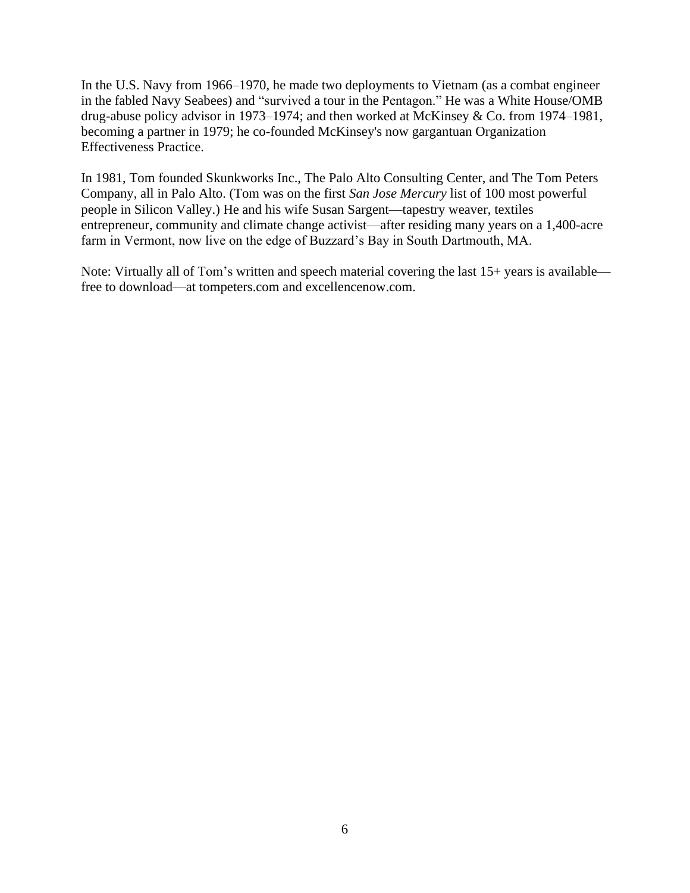In the U.S. Navy from 1966–1970, he made two deployments to Vietnam (as a combat engineer in the fabled Navy Seabees) and "survived a tour in the Pentagon." He was a White House/OMB drug-abuse policy advisor in 1973–1974; and then worked at McKinsey & Co. from 1974–1981, becoming a partner in 1979; he co-founded McKinsey's now gargantuan Organization Effectiveness Practice.

In 1981, Tom founded Skunkworks Inc., The Palo Alto Consulting Center, and The Tom Peters Company, all in Palo Alto. (Tom was on the first *San Jose Mercury* list of 100 most powerful people in Silicon Valley.) He and his wife Susan Sargent—tapestry weaver, textiles entrepreneur, community and climate change activist—after residing many years on a 1,400-acre farm in Vermont, now live on the edge of Buzzard's Bay in South Dartmouth, MA.

Note: Virtually all of Tom's written and speech material covering the last 15+ years is available—free to download—at tompeters.com and excellencenow.com.